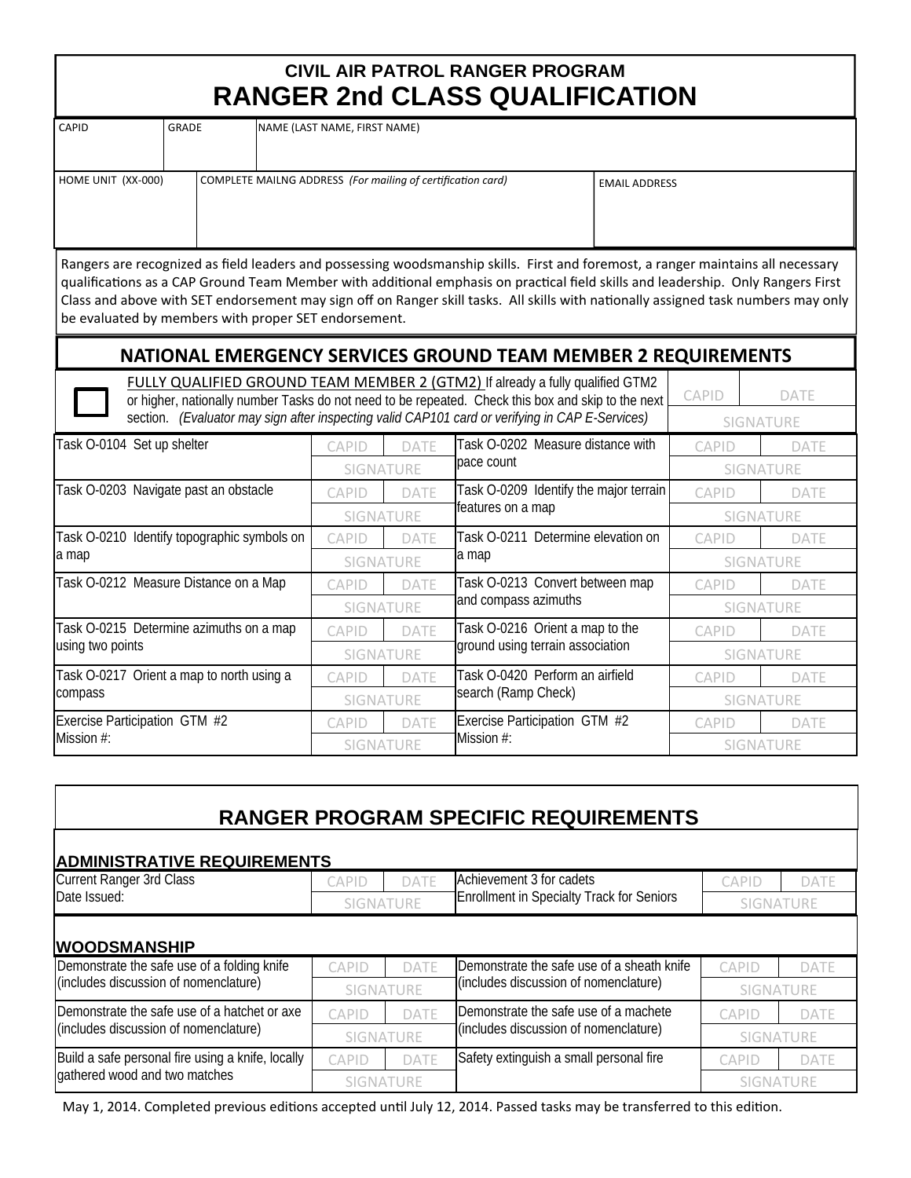# CIVIL AIR PATROL RANGER PROGRAM
# RANGER 2nd CLASS QUALIFICATION

| CAPID | GRADE | NAME (LAST NAME, FIRST NAME) |
|---|---|---|
| | | |

| HOME UNIT (XX-000) | COMPLETE MAILNG ADDRESS *(For mailing of certification card)* | EMAIL ADDRESS |
|---|---|---|
| | | |

Rangers are recognized as field leaders and possessing woodsmanship skills. First and foremost, a ranger maintains all necessary qualifications as a CAP Ground Team Member with additional emphasis on practical field skills and leadership. Only Rangers First Class and above with SET endorsement may sign off on Ranger skill tasks. All skills with nationally assigned task numbers may only be evaluated by members with proper SET endorsement.

## NATIONAL EMERGENCY SERVICES GROUND TEAM MEMBER 2 REQUIREMENTS

☐ FULLY QUALIFIED GROUND TEAM MEMBER 2 (GTM2) If already a fully qualified GTM2 or higher, nationally number Tasks do not need to be repeated. Check this box and skip to the next section. *(Evaluator may sign after inspecting valid CAP101 card or verifying in CAP E-Services)* — CAPID / DATE / SIGNATURE

| Task | CAPID / DATE / SIGNATURE | Task | CAPID / DATE / SIGNATURE |
|---|---|---|---|
| Task O-0104 Set up shelter | | Task O-0202 Measure distance with pace count | |
| Task O-0203 Navigate past an obstacle | | Task O-0209 Identify the major terrain features on a map | |
| Task O-0210 Identify topographic symbols on a map | | Task O-0211 Determine elevation on a map | |
| Task O-0212 Measure Distance on a Map | | Task O-0213 Convert between map and compass azimuths | |
| Task O-0215 Determine azimuths on a map using two points | | Task O-0216 Orient a map to the ground using terrain association | |
| Task O-0217 Orient a map to north using a compass | | Task O-0420 Perform an airfield search (Ramp Check) | |
| Exercise Participation GTM #2 Mission #: | | Exercise Participation GTM #2 Mission #: | |

## RANGER PROGRAM SPECIFIC REQUIREMENTS

### ADMINISTRATIVE REQUIREMENTS

| Requirement | CAPID / DATE / SIGNATURE | Requirement | CAPID / DATE / SIGNATURE |
|---|---|---|---|
| Current Ranger 3rd Class Date Issued: | | Achievement 3 for cadets Enrollment in Specialty Track for Seniors | |

### WOODSMANSHIP

| Requirement | CAPID / DATE / SIGNATURE | Requirement | CAPID / DATE / SIGNATURE |
|---|---|---|---|
| Demonstrate the safe use of a folding knife (includes discussion of nomenclature) | | Demonstrate the safe use of a sheath knife (includes discussion of nomenclature) | |
| Demonstrate the safe use of a hatchet or axe (includes discussion of nomenclature) | | Demonstrate the safe use of a machete (includes discussion of nomenclature) | |
| Build a safe personal fire using a knife, locally gathered wood and two matches | | Safety extinguish a small personal fire | |

May 1, 2014. Completed previous editions accepted until July 12, 2014. Passed tasks may be transferred to this edition.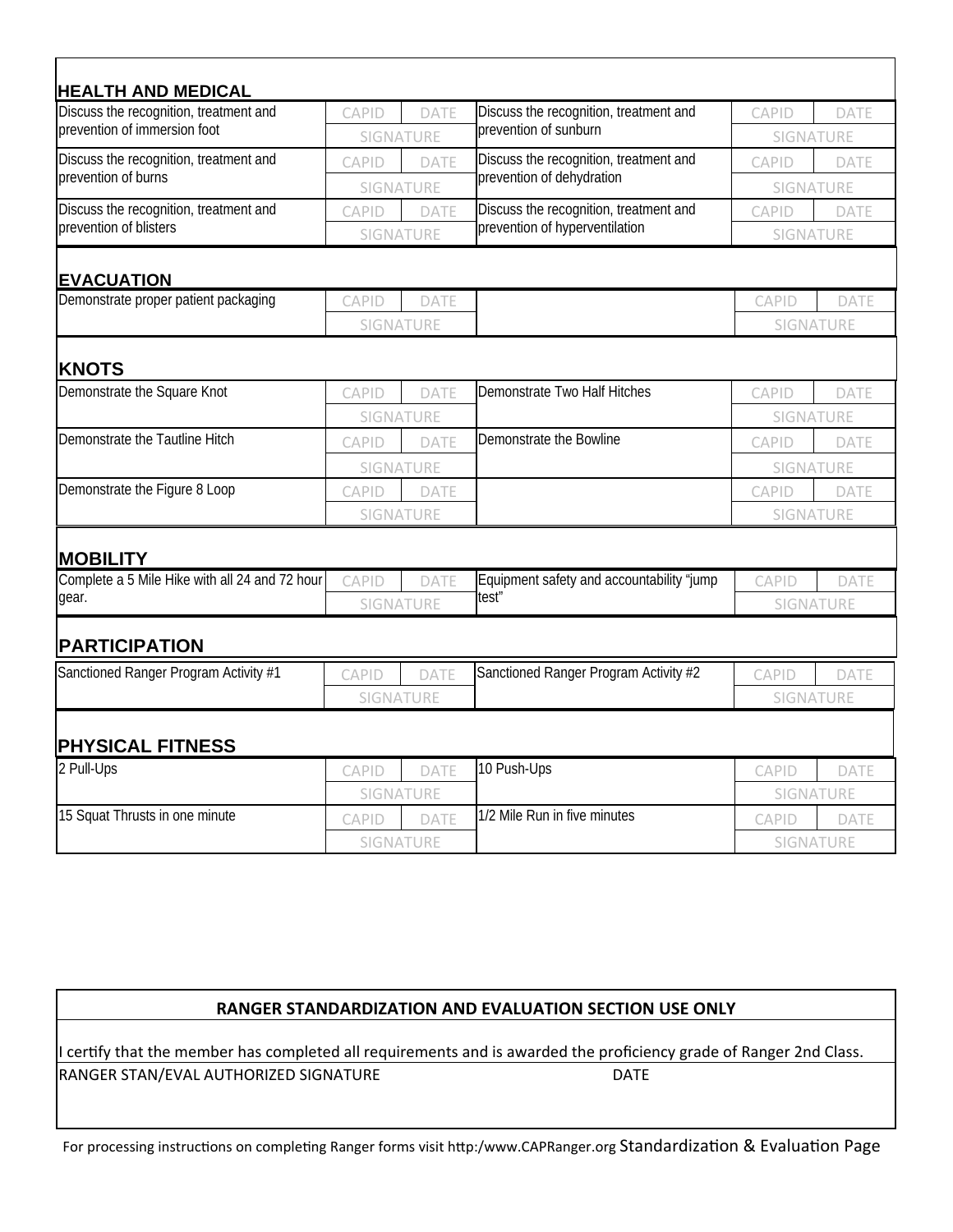## HEALTH AND MEDICAL

| | | | | | |
|---|---|---|---|---|---|
| Discuss the recognition, treatment and prevention of immersion foot | CAPID | DATE | Discuss the recognition, treatment and prevention of sunburn | CAPID | DATE |
| | SIGNATURE | | | SIGNATURE | |
| Discuss the recognition, treatment and prevention of burns | CAPID | DATE | Discuss the recognition, treatment and prevention of dehydration | CAPID | DATE |
| | SIGNATURE | | | SIGNATURE | |
| Discuss the recognition, treatment and prevention of blisters | CAPID | DATE | Discuss the recognition, treatment and prevention of hyperventilation | CAPID | DATE |
| | SIGNATURE | | | SIGNATURE | |

## EVACUATION

| | | | | | |
|---|---|---|---|---|---|
| Demonstrate proper patient packaging | CAPID | DATE | | CAPID | DATE |
| | SIGNATURE | | | SIGNATURE | |

## KNOTS

| | | | | | |
|---|---|---|---|---|---|
| Demonstrate the Square Knot | CAPID | DATE | Demonstrate Two Half Hitches | CAPID | DATE |
| | SIGNATURE | | | SIGNATURE | |
| Demonstrate the Tautline Hitch | CAPID | DATE | Demonstrate the Bowline | CAPID | DATE |
| | SIGNATURE | | | SIGNATURE | |
| Demonstrate the Figure 8 Loop | CAPID | DATE | | CAPID | DATE |
| | SIGNATURE | | | SIGNATURE | |

## MOBILITY

| | | | | | |
|---|---|---|---|---|---|
| Complete a 5 Mile Hike with all 24 and 72 hour gear. | CAPID | DATE | Equipment safety and accountability "jump test" | CAPID | DATE |
| | SIGNATURE | | | SIGNATURE | |

## PARTICIPATION

| | | | | | |
|---|---|---|---|---|---|
| Sanctioned Ranger Program Activity #1 | CAPID | DATE | Sanctioned Ranger Program Activity #2 | CAPID | DATE |
| | SIGNATURE | | | SIGNATURE | |

## PHYSICAL FITNESS

| | | | | | |
|---|---|---|---|---|---|
| 2 Pull-Ups | CAPID | DATE | 10 Push-Ups | CAPID | DATE |
| | SIGNATURE | | | SIGNATURE | |
| 15 Squat Thrusts in one minute | CAPID | DATE | 1/2 Mile Run in five minutes | CAPID | DATE |
| | SIGNATURE | | | SIGNATURE | |

**RANGER STANDARDIZATION AND EVALUATION SECTION USE ONLY**

I certify that the member has completed all requirements and is awarded the proficiency grade of Ranger 2nd Class.

RANGER STAN/EVAL AUTHORIZED SIGNATURE DATE

For processing instructions on completing Ranger forms visit http:/www.CAPRanger.org Standardization & Evaluation Page